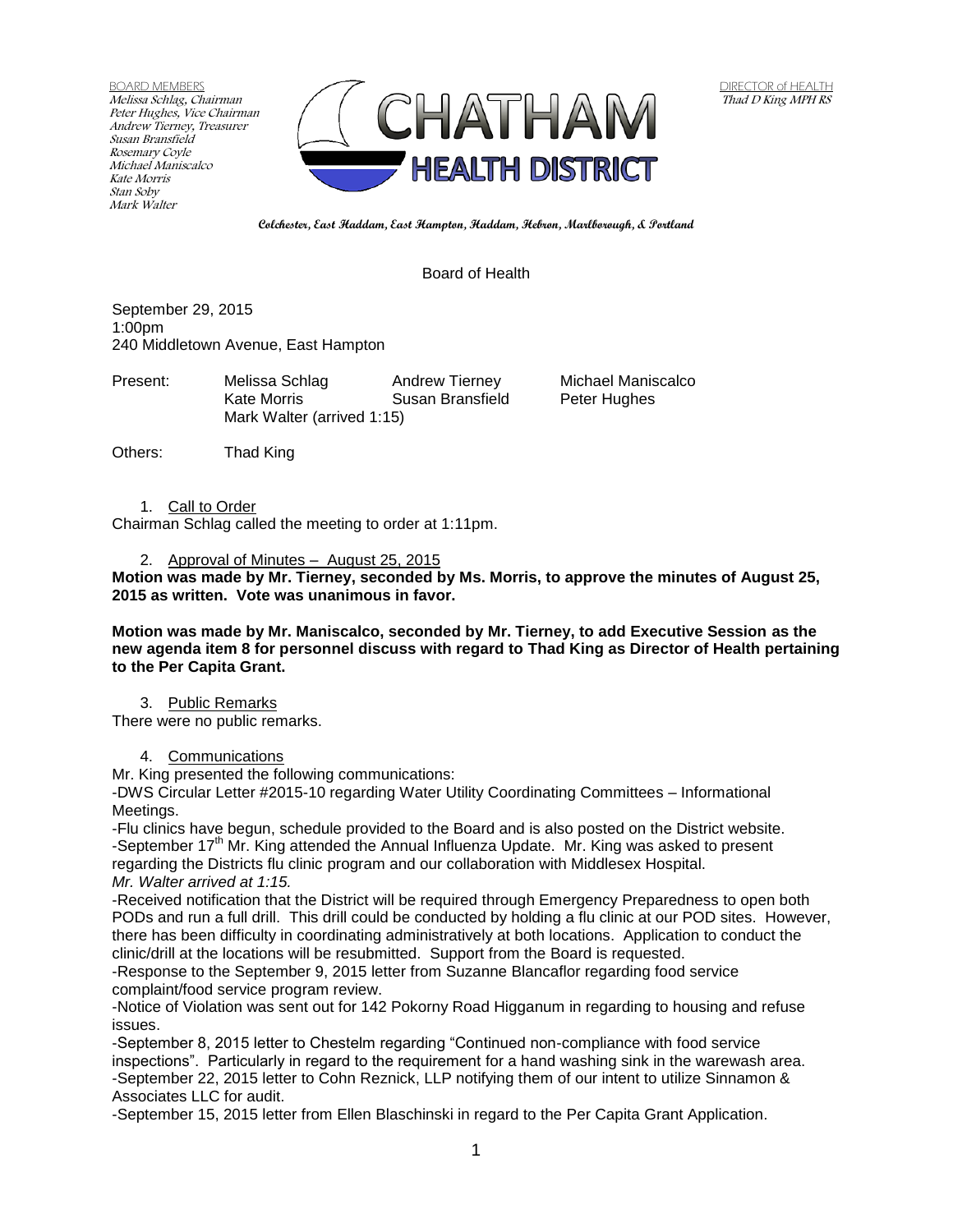BOARD MEMBERS
*Melissa Schlag, Chairman*
*Peter Hughes, Vice Chairman*
*Andrew Tierney, Treasurer*
*Susan Bransfield*
*Rosemary Coyle*
*Michael Maniscalco*
*Kate Morris*
*Stan Soby*
*Mark Walter*

DIRECTOR of HEALTH
*Thad D King MPH RS*

# CHATHAM HEALTH DISTRICT

**Colchester, East Haddam, East Hampton, Haddam, Hebron, Marlborough, & Portland**

Board of Health

September 29, 2015
1:00pm
240 Middletown Avenue, East Hampton

| Present: | Melissa Schlag | Andrew Tierney | Michael Maniscalco |
|---|---|---|---|
| | Kate Morris | Susan Bransfield | Peter Hughes |
| | Mark Walter (arrived 1:15) | | |

Others: Thad King

1. Call to Order

Chairman Schlag called the meeting to order at 1:11pm.

2. Approval of Minutes – August 25, 2015

**Motion was made by Mr. Tierney, seconded by Ms. Morris, to approve the minutes of August 25, 2015 as written. Vote was unanimous in favor.**

**Motion was made by Mr. Maniscalco, seconded by Mr. Tierney, to add Executive Session as the new agenda item 8 for personnel discuss with regard to Thad King as Director of Health pertaining to the Per Capita Grant.**

3. Public Remarks

There were no public remarks.

4. Communications

Mr. King presented the following communications:

-DWS Circular Letter #2015-10 regarding Water Utility Coordinating Committees – Informational Meetings.

-Flu clinics have begun, schedule provided to the Board and is also posted on the District website.

-September 17th Mr. King attended the Annual Influenza Update. Mr. King was asked to present regarding the Districts flu clinic program and our collaboration with Middlesex Hospital.

*Mr. Walter arrived at 1:15.*

-Received notification that the District will be required through Emergency Preparedness to open both PODs and run a full drill. This drill could be conducted by holding a flu clinic at our POD sites. However, there has been difficulty in coordinating administratively at both locations. Application to conduct the clinic/drill at the locations will be resubmitted. Support from the Board is requested.

-Response to the September 9, 2015 letter from Suzanne Blancaflor regarding food service complaint/food service program review.

-Notice of Violation was sent out for 142 Pokorny Road Higganum in regarding to housing and refuse issues.

-September 8, 2015 letter to Chestelm regarding "Continued non-compliance with food service inspections". Particularly in regard to the requirement for a hand washing sink in the warewash area.

-September 22, 2015 letter to Cohn Reznick, LLP notifying them of our intent to utilize Sinnamon & Associates LLC for audit.

-September 15, 2015 letter from Ellen Blaschinski in regard to the Per Capita Grant Application.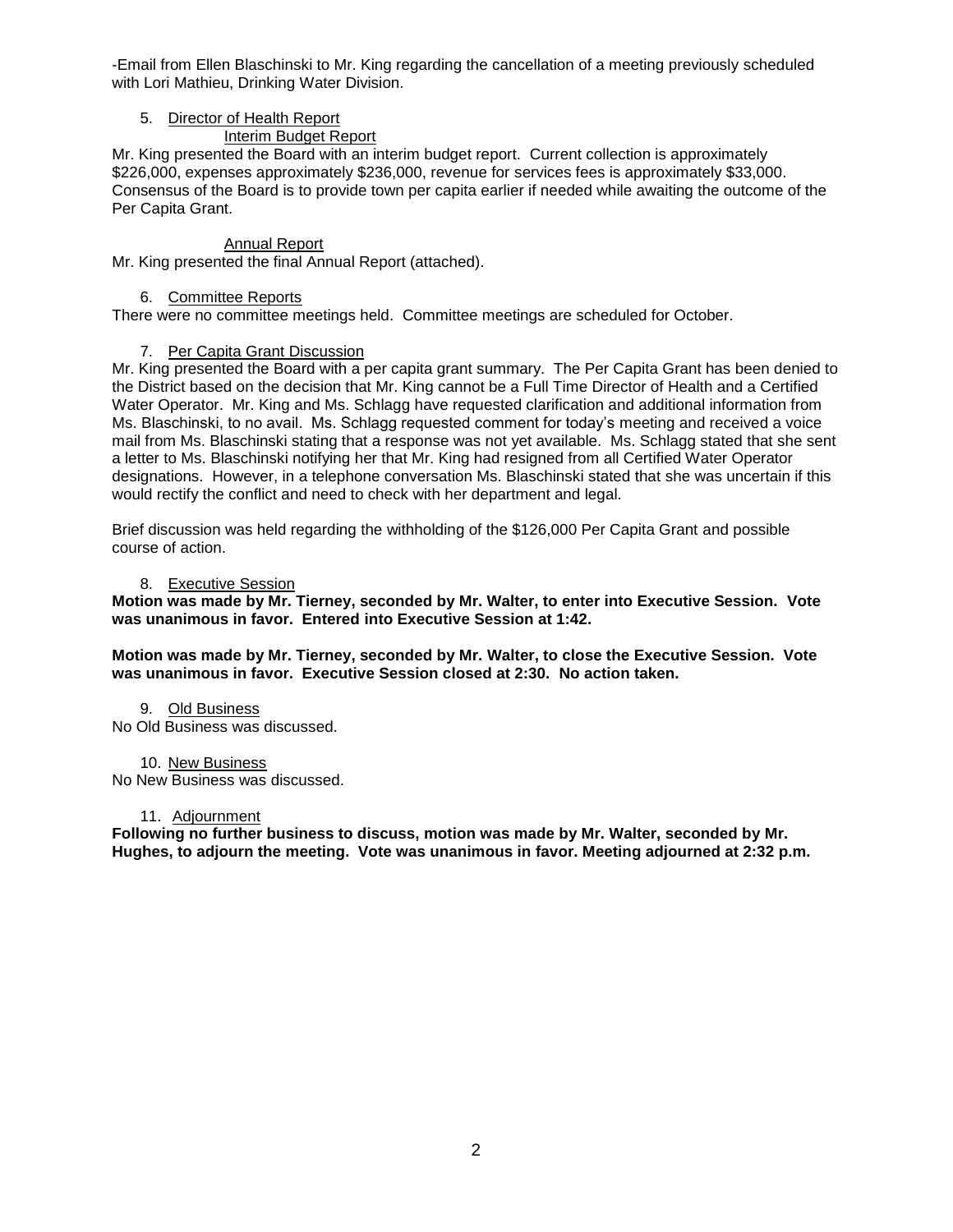-Email from Ellen Blaschinski to Mr. King regarding the cancellation of a meeting previously scheduled with Lori Mathieu, Drinking Water Division.

5. Director of Health Report

Interim Budget Report

Mr. King presented the Board with an interim budget report. Current collection is approximately $226,000, expenses approximately $236,000, revenue for services fees is approximately $33,000. Consensus of the Board is to provide town per capita earlier if needed while awaiting the outcome of the Per Capita Grant.

Annual Report

Mr. King presented the final Annual Report (attached).

6. Committee Reports

There were no committee meetings held. Committee meetings are scheduled for October.

7. Per Capita Grant Discussion

Mr. King presented the Board with a per capita grant summary. The Per Capita Grant has been denied to the District based on the decision that Mr. King cannot be a Full Time Director of Health and a Certified Water Operator. Mr. King and Ms. Schlagg have requested clarification and additional information from Ms. Blaschinski, to no avail. Ms. Schlagg requested comment for today's meeting and received a voice mail from Ms. Blaschinski stating that a response was not yet available. Ms. Schlagg stated that she sent a letter to Ms. Blaschinski notifying her that Mr. King had resigned from all Certified Water Operator designations. However, in a telephone conversation Ms. Blaschinski stated that she was uncertain if this would rectify the conflict and need to check with her department and legal.

Brief discussion was held regarding the withholding of the $126,000 Per Capita Grant and possible course of action.

8. Executive Session

**Motion was made by Mr. Tierney, seconded by Mr. Walter, to enter into Executive Session. Vote was unanimous in favor. Entered into Executive Session at 1:42.**

**Motion was made by Mr. Tierney, seconded by Mr. Walter, to close the Executive Session. Vote was unanimous in favor. Executive Session closed at 2:30. No action taken.**

9. Old Business

No Old Business was discussed.

10. New Business

No New Business was discussed.

11. Adjournment

**Following no further business to discuss, motion was made by Mr. Walter, seconded by Mr. Hughes, to adjourn the meeting. Vote was unanimous in favor. Meeting adjourned at 2:32 p.m.**